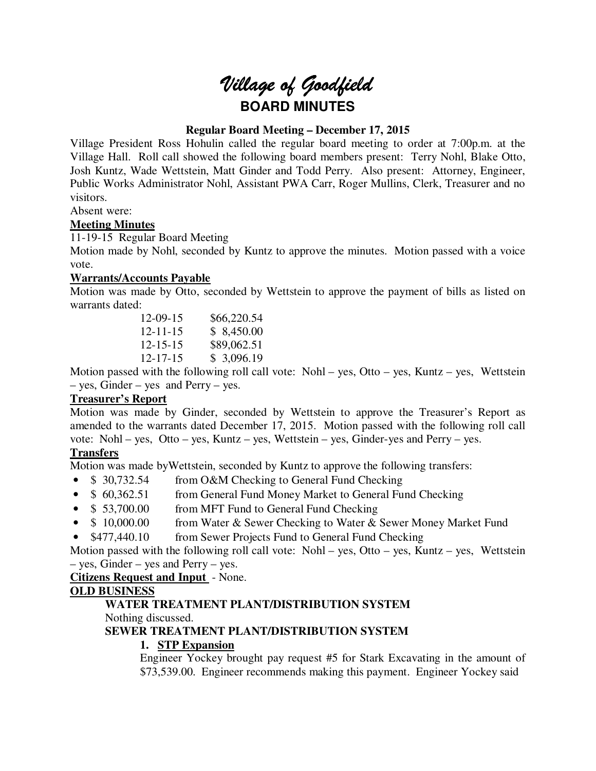# *Village of Goodfield*

## BOARD MINUTES

**Regular Board Meeting – December 17, 2015**

Village President Ross Hohulin called the regular board meeting to order at 7:00p.m. at the Village Hall. Roll call showed the following board members present: Terry Nohl, Blake Otto, Josh Kuntz, Wade Wettstein, Matt Ginder and Todd Perry. Also present: Attorney, Engineer, Public Works Administrator Nohl, Assistant PWA Carr, Roger Mullins, Clerk, Treasurer and no visitors.

Absent were:

**Meeting Minutes**

11-19-15 Regular Board Meeting

Motion made by Nohl, seconded by Kuntz to approve the minutes. Motion passed with a voice vote.

**Warrants/Accounts Payable**

Motion was made by Otto, seconded by Wettstein to approve the payment of bills as listed on warrants dated:

| | |
|---|---|
| 12-09-15 | $66,220.54 |
| 12-11-15 | $ 8,450.00 |
| 12-15-15 | $89,062.51 |
| 12-17-15 | $ 3,096.19 |

Motion passed with the following roll call vote: Nohl – yes, Otto – yes, Kuntz – yes, Wettstein – yes, Ginder – yes and Perry – yes.

**Treasurer's Report**

Motion was made by Ginder, seconded by Wettstein to approve the Treasurer's Report as amended to the warrants dated December 17, 2015. Motion passed with the following roll call vote: Nohl – yes, Otto – yes, Kuntz – yes, Wettstein – yes, Ginder-yes and Perry – yes.

**Transfers**

Motion was made byWettstein, seconded by Kuntz to approve the following transfers:

- $ 30,732.54 from O&M Checking to General Fund Checking
- $ 60,362.51 from General Fund Money Market to General Fund Checking
- $ 53,700.00 from MFT Fund to General Fund Checking
- $ 10,000.00 from Water & Sewer Checking to Water & Sewer Money Market Fund
- $477,440.10 from Sewer Projects Fund to General Fund Checking

Motion passed with the following roll call vote: Nohl – yes, Otto – yes, Kuntz – yes, Wettstein – yes, Ginder – yes and Perry – yes.

**Citizens Request and Input** - None.

**OLD BUSINESS**

**WATER TREATMENT PLANT/DISTRIBUTION SYSTEM**

Nothing discussed.

**SEWER TREATMENT PLANT/DISTRIBUTION SYSTEM**

1. **STP Expansion**

Engineer Yockey brought pay request #5 for Stark Excavating in the amount of $73,539.00. Engineer recommends making this payment. Engineer Yockey said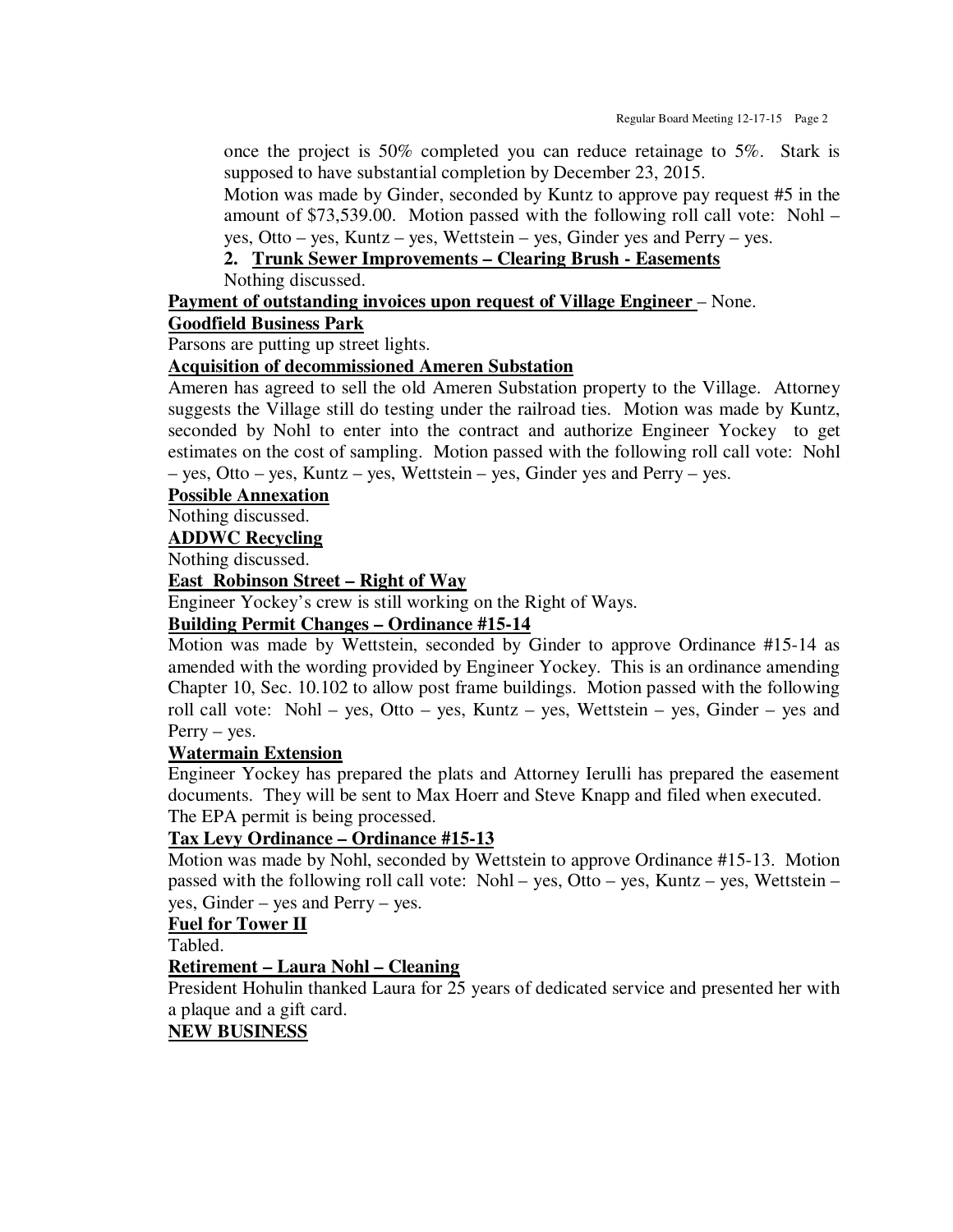once the project is 50% completed you can reduce retainage to 5%. Stark is supposed to have substantial completion by December 23, 2015.

Motion was made by Ginder, seconded by Kuntz to approve pay request #5 in the amount of $73,539.00. Motion passed with the following roll call vote: Nohl – yes, Otto – yes, Kuntz – yes, Wettstein – yes, Ginder yes and Perry – yes.

**2. <u>Trunk Sewer Improvements – Clearing Brush - Easements</u>**

Nothing discussed.

**<u>Payment of outstanding invoices upon request of Village Engineer</u>** – None.

**<u>Goodfield Business Park</u>**

Parsons are putting up street lights.

**<u>Acquisition of decommissioned Ameren Substation</u>**

Ameren has agreed to sell the old Ameren Substation property to the Village. Attorney suggests the Village still do testing under the railroad ties. Motion was made by Kuntz, seconded by Nohl to enter into the contract and authorize Engineer Yockey to get estimates on the cost of sampling. Motion passed with the following roll call vote: Nohl – yes, Otto – yes, Kuntz – yes, Wettstein – yes, Ginder yes and Perry – yes.

**<u>Possible Annexation</u>**

Nothing discussed.

**<u>ADDWC Recycling</u>**

Nothing discussed.

**<u>East Robinson Street – Right of Way</u>**

Engineer Yockey's crew is still working on the Right of Ways.

**<u>Building Permit Changes – Ordinance #15-14</u>**

Motion was made by Wettstein, seconded by Ginder to approve Ordinance #15-14 as amended with the wording provided by Engineer Yockey. This is an ordinance amending Chapter 10, Sec. 10.102 to allow post frame buildings. Motion passed with the following roll call vote: Nohl – yes, Otto – yes, Kuntz – yes, Wettstein – yes, Ginder – yes and Perry – yes.

**<u>Watermain Extension</u>**

Engineer Yockey has prepared the plats and Attorney Ierulli has prepared the easement documents. They will be sent to Max Hoerr and Steve Knapp and filed when executed. The EPA permit is being processed.

**<u>Tax Levy Ordinance – Ordinance #15-13</u>**

Motion was made by Nohl, seconded by Wettstein to approve Ordinance #15-13. Motion passed with the following roll call vote: Nohl – yes, Otto – yes, Kuntz – yes, Wettstein – yes, Ginder – yes and Perry – yes.

**<u>Fuel for Tower II</u>**

Tabled.

**<u>Retirement – Laura Nohl – Cleaning</u>**

President Hohulin thanked Laura for 25 years of dedicated service and presented her with a plaque and a gift card.

**<u>NEW BUSINESS</u>**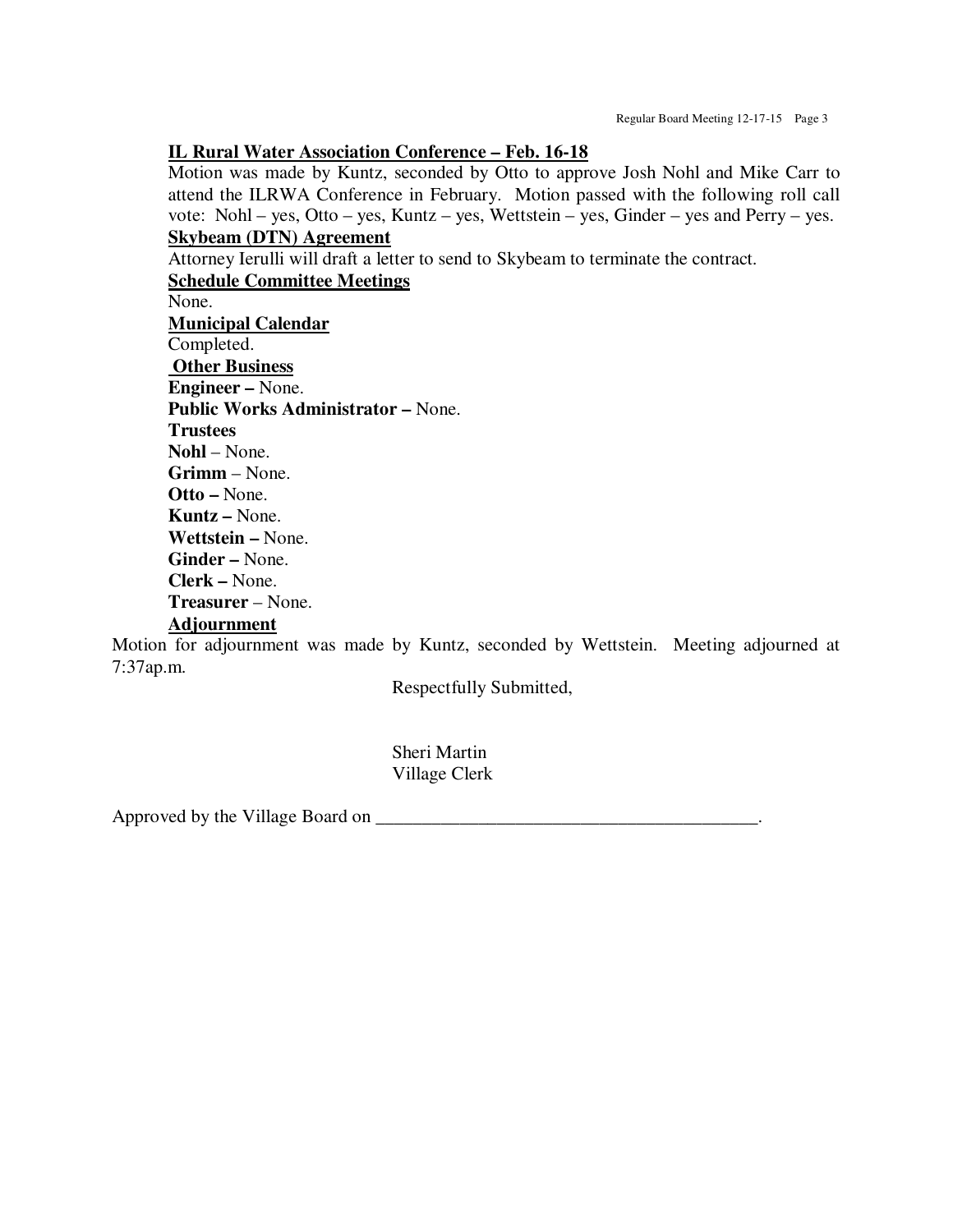**IL Rural Water Association Conference – Feb. 16-18**

Motion was made by Kuntz, seconded by Otto to approve Josh Nohl and Mike Carr to attend the ILRWA Conference in February. Motion passed with the following roll call vote: Nohl – yes, Otto – yes, Kuntz – yes, Wettstein – yes, Ginder – yes and Perry – yes.

**Skybeam (DTN) Agreement**

Attorney Ierulli will draft a letter to send to Skybeam to terminate the contract.

**Schedule Committee Meetings**

None.

**Municipal Calendar**

Completed.

**Other Business**

**Engineer –** None.

**Public Works Administrator –** None.

**Trustees**

**Nohl** – None.

**Grimm** – None.

**Otto –** None.

**Kuntz –** None.

**Wettstein –** None.

**Ginder –** None.

**Clerk –** None.

**Treasurer** – None.

**Adjournment**

Motion for adjournment was made by Kuntz, seconded by Wettstein. Meeting adjourned at 7:37ap.m.

Respectfully Submitted,

Sheri Martin
Village Clerk

Approved by the Village Board on ________________________________________.